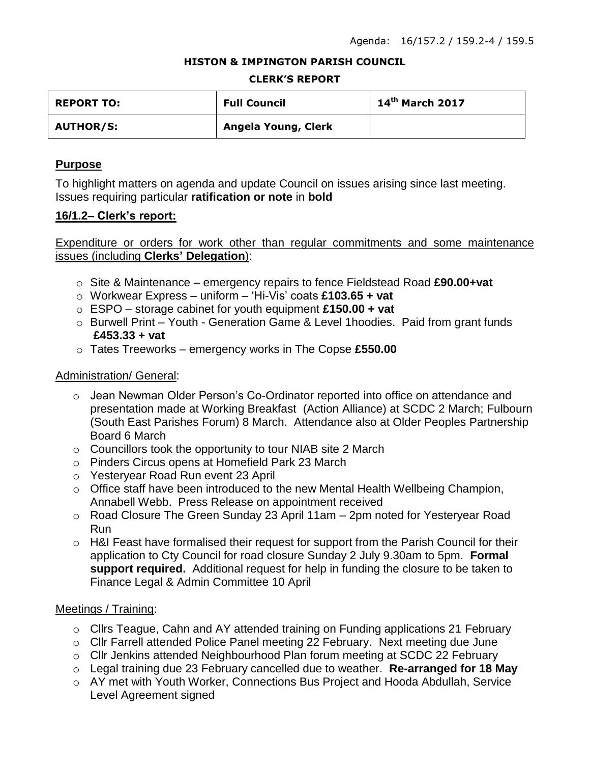Agenda: 16/157.2 / 159.2-4 / 159.5

**HISTON & IMPINGTON PARISH COUNCIL**

**CLERK'S REPORT**

| **REPORT TO:** | **Full Council** | **14th March 2017** |
|---|---|---|
| **AUTHOR/S:** | **Angela Young, Clerk** | |

## Purpose

To highlight matters on agenda and update Council on issues arising since last meeting. Issues requiring particular **ratification or note** in **bold**

## 16/1.2– Clerk's report:

Expenditure or orders for work other than regular commitments and some maintenance issues (including **Clerks' Delegation**):

- Site & Maintenance – emergency repairs to fence Fieldstead Road **£90.00+vat**
- Workwear Express – uniform – 'Hi-Vis' coats **£103.65 + vat**
- ESPO – storage cabinet for youth equipment **£150.00 + vat**
- Burwell Print – Youth - Generation Game & Level 1hoodies. Paid from grant funds **£453.33 + vat**
- Tates Treeworks – emergency works in The Copse **£550.00**

Administration/ General:

- Jean Newman Older Person's Co-Ordinator reported into office on attendance and presentation made at Working Breakfast (Action Alliance) at SCDC 2 March; Fulbourn (South East Parishes Forum) 8 March. Attendance also at Older Peoples Partnership Board 6 March
- Councillors took the opportunity to tour NIAB site 2 March
- Pinders Circus opens at Homefield Park 23 March
- Yesteryear Road Run event 23 April
- Office staff have been introduced to the new Mental Health Wellbeing Champion, Annabell Webb. Press Release on appointment received
- Road Closure The Green Sunday 23 April 11am – 2pm noted for Yesteryear Road Run
- H&I Feast have formalised their request for support from the Parish Council for their application to Cty Council for road closure Sunday 2 July 9.30am to 5pm. **Formal support required.** Additional request for help in funding the closure to be taken to Finance Legal & Admin Committee 10 April

Meetings / Training:

- Cllrs Teague, Cahn and AY attended training on Funding applications 21 February
- Cllr Farrell attended Police Panel meeting 22 February. Next meeting due June
- Cllr Jenkins attended Neighbourhood Plan forum meeting at SCDC 22 February
- Legal training due 23 February cancelled due to weather. **Re-arranged for 18 May**
- AY met with Youth Worker, Connections Bus Project and Hooda Abdullah, Service Level Agreement signed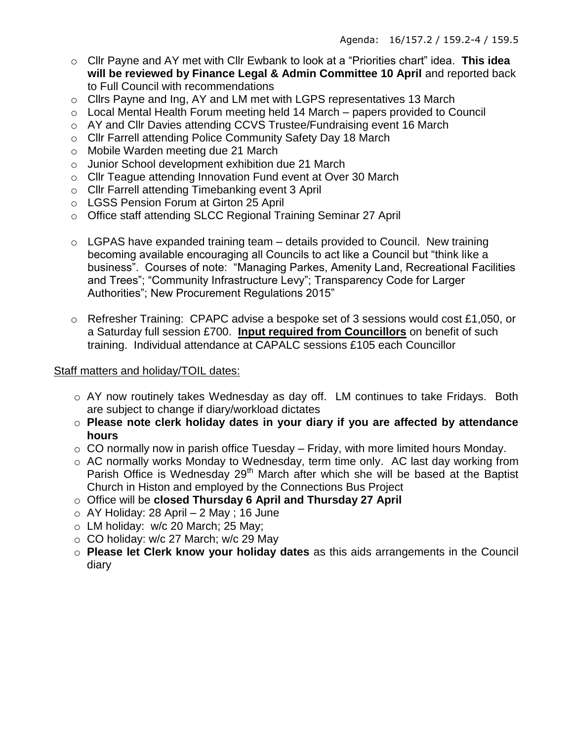- Cllr Payne and AY met with Cllr Ewbank to look at a "Priorities chart" idea. **This idea will be reviewed by Finance Legal & Admin Committee 10 April** and reported back to Full Council with recommendations
- Cllrs Payne and Ing, AY and LM met with LGPS representatives 13 March
- Local Mental Health Forum meeting held 14 March – papers provided to Council
- AY and Cllr Davies attending CCVS Trustee/Fundraising event 16 March
- Cllr Farrell attending Police Community Safety Day 18 March
- Mobile Warden meeting due 21 March
- Junior School development exhibition due 21 March
- Cllr Teague attending Innovation Fund event at Over 30 March
- Cllr Farrell attending Timebanking event 3 April
- LGSS Pension Forum at Girton 25 April
- Office staff attending SLCC Regional Training Seminar 27 April

- LGPAS have expanded training team – details provided to Council. New training becoming available encouraging all Councils to act like a Council but "think like a business". Courses of note: "Managing Parkes, Amenity Land, Recreational Facilities and Trees"; "Community Infrastructure Levy"; Transparency Code for Larger Authorities"; New Procurement Regulations 2015"

- Refresher Training: CPAPC advise a bespoke set of 3 sessions would cost £1,050, or a Saturday full session £700. **Input required from Councillors** on benefit of such training. Individual attendance at CAPALC sessions £105 each Councillor

Staff matters and holiday/TOIL dates:

- AY now routinely takes Wednesday as day off. LM continues to take Fridays. Both are subject to change if diary/workload dictates
- **Please note clerk holiday dates in your diary if you are affected by attendance hours**
- CO normally now in parish office Tuesday – Friday, with more limited hours Monday.
- AC normally works Monday to Wednesday, term time only. AC last day working from Parish Office is Wednesday 29th March after which she will be based at the Baptist Church in Histon and employed by the Connections Bus Project
- Office will be **closed Thursday 6 April and Thursday 27 April**
- AY Holiday: 28 April – 2 May ; 16 June
- LM holiday: w/c 20 March; 25 May;
- CO holiday: w/c 27 March; w/c 29 May
- **Please let Clerk know your holiday dates** as this aids arrangements in the Council diary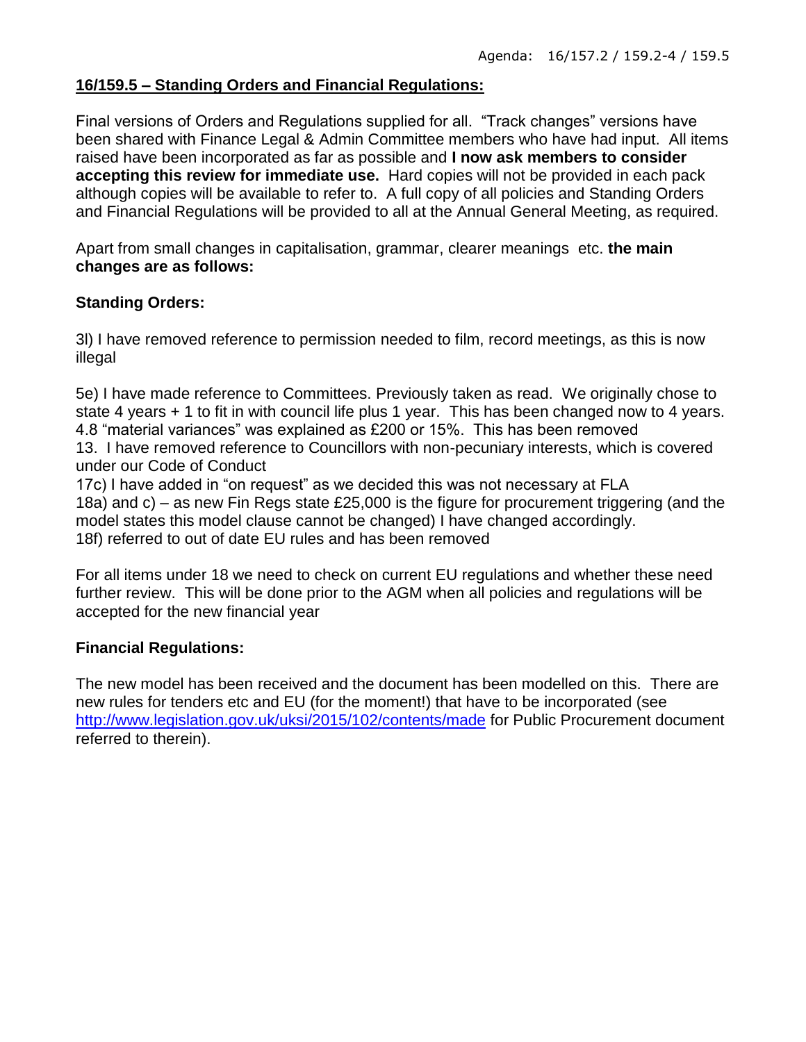Agenda: 16/157.2 / 159.2-4 / 159.5

**16/159.5 – Standing Orders and Financial Regulations:**

Final versions of Orders and Regulations supplied for all. "Track changes" versions have been shared with Finance Legal & Admin Committee members who have had input. All items raised have been incorporated as far as possible and **I now ask members to consider accepting this review for immediate use.** Hard copies will not be provided in each pack although copies will be available to refer to. A full copy of all policies and Standing Orders and Financial Regulations will be provided to all at the Annual General Meeting, as required.

Apart from small changes in capitalisation, grammar, clearer meanings etc. **the main changes are as follows:**

**Standing Orders:**

3l) I have removed reference to permission needed to film, record meetings, as this is now illegal

5e) I have made reference to Committees. Previously taken as read. We originally chose to state 4 years + 1 to fit in with council life plus 1 year. This has been changed now to 4 years.
4.8 "material variances" was explained as £200 or 15%. This has been removed
13. I have removed reference to Councillors with non-pecuniary interests, which is covered under our Code of Conduct
17c) I have added in "on request" as we decided this was not necessary at FLA
18a) and c) – as new Fin Regs state £25,000 is the figure for procurement triggering (and the model states this model clause cannot be changed) I have changed accordingly.
18f) referred to out of date EU rules and has been removed

For all items under 18 we need to check on current EU regulations and whether these need further review. This will be done prior to the AGM when all policies and regulations will be accepted for the new financial year

**Financial Regulations:**

The new model has been received and the document has been modelled on this. There are new rules for tenders etc and EU (for the moment!) that have to be incorporated (see http://www.legislation.gov.uk/uksi/2015/102/contents/made for Public Procurement document referred to therein).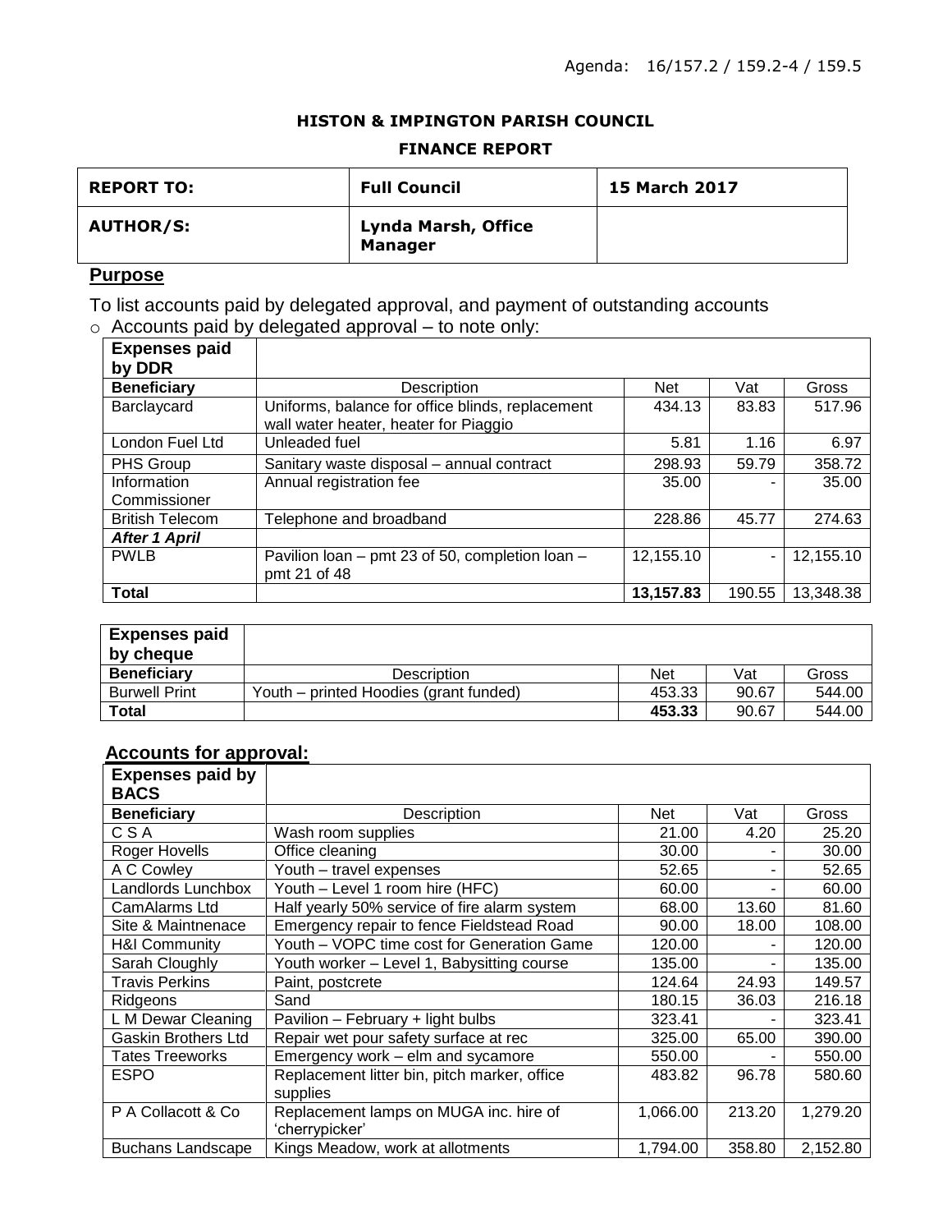Agenda: 16/157.2 / 159.2-4 / 159.5

**HISTON & IMPINGTON PARISH COUNCIL**

**FINANCE REPORT**

| **REPORT TO:** | **Full Council** | **15 March 2017** |
|---|---|---|
| **AUTHOR/S:** | **Lynda Marsh, Office Manager** | |

## Purpose

To list accounts paid by delegated approval, and payment of outstanding accounts

- Accounts paid by delegated approval – to note only:

| **Expenses paid by DDR** | | | | |
|---|---|---|---|---|
| **Beneficiary** | Description | Net | Vat | Gross |
| Barclaycard | Uniforms, balance for office blinds, replacement wall water heater, heater for Piaggio | 434.13 | 83.83 | 517.96 |
| London Fuel Ltd | Unleaded fuel | 5.81 | 1.16 | 6.97 |
| PHS Group | Sanitary waste disposal – annual contract | 298.93 | 59.79 | 358.72 |
| Information Commissioner | Annual registration fee | 35.00 | - | 35.00 |
| British Telecom | Telephone and broadband | 228.86 | 45.77 | 274.63 |
| ***After 1 April*** | | | | |
| PWLB | Pavilion loan – pmt 23 of 50, completion loan – pmt 21 of 48 | 12,155.10 | - | 12,155.10 |
| **Total** | | **13,157.83** | 190.55 | 13,348.38 |

| **Expenses paid by cheque** | | | | |
|---|---|---|---|---|
| **Beneficiary** | Description | Net | Vat | Gross |
| Burwell Print | Youth – printed Hoodies (grant funded) | 453.33 | 90.67 | 544.00 |
| **Total** | | **453.33** | 90.67 | 544.00 |

## Accounts for approval:

| **Expenses paid by BACS** | | | | |
|---|---|---|---|---|
| **Beneficiary** | Description | Net | Vat | Gross |
| C S A | Wash room supplies | 21.00 | 4.20 | 25.20 |
| Roger Hovells | Office cleaning | 30.00 | - | 30.00 |
| A C Cowley | Youth – travel expenses | 52.65 | - | 52.65 |
| Landlords Lunchbox | Youth – Level 1 room hire (HFC) | 60.00 | - | 60.00 |
| CamAlarms Ltd | Half yearly 50% service of fire alarm system | 68.00 | 13.60 | 81.60 |
| Site & Maintnenace | Emergency repair to fence Fieldstead Road | 90.00 | 18.00 | 108.00 |
| H&I Community | Youth – VOPC time cost for Generation Game | 120.00 | - | 120.00 |
| Sarah Cloughly | Youth worker – Level 1, Babysitting course | 135.00 | - | 135.00 |
| Travis Perkins | Paint, postcrete | 124.64 | 24.93 | 149.57 |
| Ridgeons | Sand | 180.15 | 36.03 | 216.18 |
| L M Dewar Cleaning | Pavilion – February + light bulbs | 323.41 | - | 323.41 |
| Gaskin Brothers Ltd | Repair wet pour safety surface at rec | 325.00 | 65.00 | 390.00 |
| Tates Treeworks | Emergency work – elm and sycamore | 550.00 | - | 550.00 |
| ESPO | Replacement litter bin, pitch marker, office supplies | 483.82 | 96.78 | 580.60 |
| P A Collacott & Co | Replacement lamps on MUGA inc. hire of 'cherrypicker' | 1,066.00 | 213.20 | 1,279.20 |
| Buchans Landscape | Kings Meadow, work at allotments | 1,794.00 | 358.80 | 2,152.80 |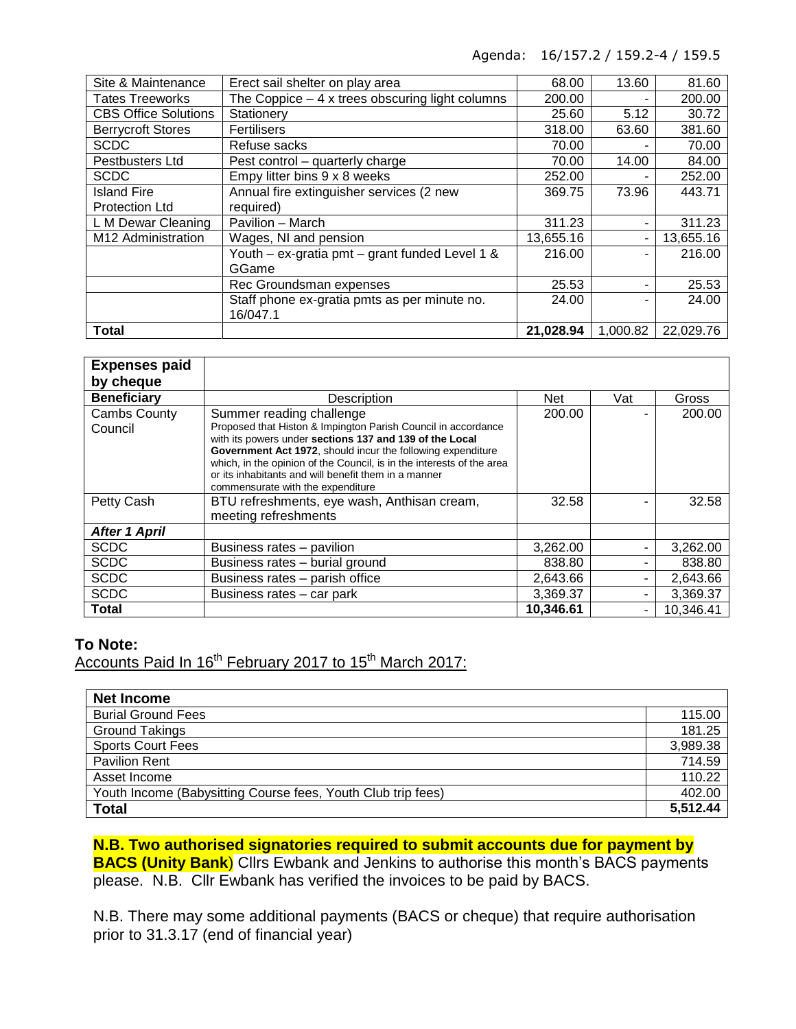Agenda: 16/157.2 / 159.2-4 / 159.5

| | | | | |
|---|---|---|---|---|
| Site & Maintenance | Erect sail shelter on play area | 68.00 | 13.60 | 81.60 |
| Tates Treeworks | The Coppice – 4 x trees obscuring light columns | 200.00 | - | 200.00 |
| CBS Office Solutions | Stationery | 25.60 | 5.12 | 30.72 |
| Berrycroft Stores | Fertilisers | 318.00 | 63.60 | 381.60 |
| SCDC | Refuse sacks | 70.00 | - | 70.00 |
| Pestbusters Ltd | Pest control – quarterly charge | 70.00 | 14.00 | 84.00 |
| SCDC | Empy litter bins 9 x 8 weeks | 252.00 | - | 252.00 |
| Island Fire Protection Ltd | Annual fire extinguisher services (2 new required) | 369.75 | 73.96 | 443.71 |
| L M Dewar Cleaning | Pavilion – March | 311.23 | - | 311.23 |
| M12 Administration | Wages, NI and pension | 13,655.16 | - | 13,655.16 |
| | Youth – ex-gratia pmt – grant funded Level 1 & GGame | 216.00 | - | 216.00 |
| | Rec Groundsman expenses | 25.53 | - | 25.53 |
| | Staff phone ex-gratia pmts as per minute no. 16/047.1 | 24.00 | - | 24.00 |
| **Total** | | **21,028.94** | 1,000.82 | 22,029.76 |

| **Expenses paid by cheque** | | | | |
|---|---|---|---|---|
| **Beneficiary** | Description | Net | Vat | Gross |
| Cambs County Council | Summer reading challenge<br>Proposed that Histon & Impington Parish Council in accordance with its powers under **sections 137 and 139 of the Local Government Act 1972**, should incur the following expenditure which, in the opinion of the Council, is in the interests of the area or its inhabitants and will benefit them in a manner commensurate with the expenditure | 200.00 | - | 200.00 |
| Petty Cash | BTU refreshments, eye wash, Anthisan cream, meeting refreshments | 32.58 | - | 32.58 |
| ***After 1 April*** | | | | |
| SCDC | Business rates – pavilion | 3,262.00 | - | 3,262.00 |
| SCDC | Business rates – burial ground | 838.80 | - | 838.80 |
| SCDC | Business rates – parish office | 2,643.66 | - | 2,643.66 |
| SCDC | Business rates – car park | 3,369.37 | - | 3,369.37 |
| **Total** | | **10,346.61** | - | 10,346.41 |

## To Note:

Accounts Paid In 16th February 2017 to 15th March 2017:

| **Net Income** | |
|---|---|
| Burial Ground Fees | 115.00 |
| Ground Takings | 181.25 |
| Sports Court Fees | 3,989.38 |
| Pavilion Rent | 714.59 |
| Asset Income | 110.22 |
| Youth Income (Babysitting Course fees, Youth Club trip fees) | 402.00 |
| **Total** | **5,512.44** |

**N.B. Two authorised signatories required to submit accounts due for payment by BACS (Unity Bank**) Cllrs Ewbank and Jenkins to authorise this month's BACS payments please. N.B. Cllr Ewbank has verified the invoices to be paid by BACS.

N.B. There may some additional payments (BACS or cheque) that require authorisation prior to 31.3.17 (end of financial year)